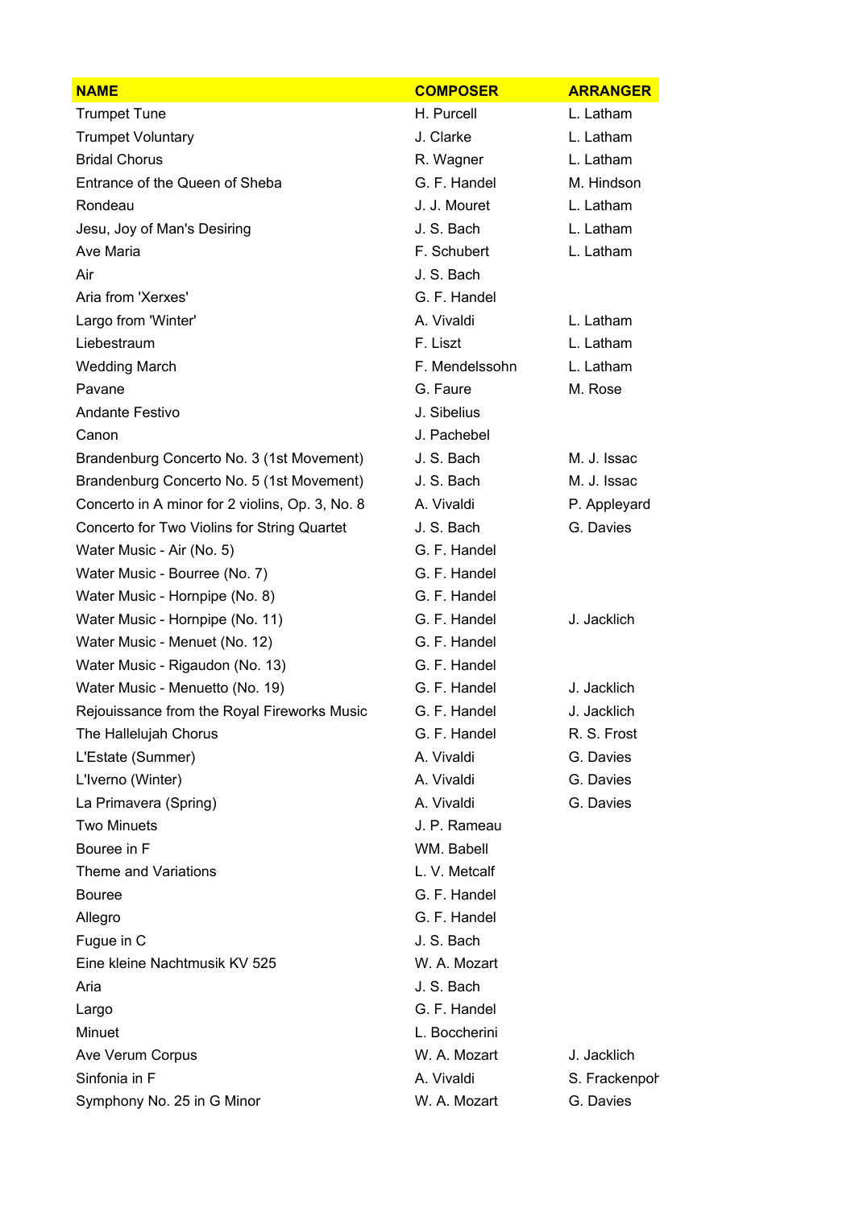| NAME | COMPOSER | ARRANGER |
|---|---|---|
| Trumpet Tune | H. Purcell | L. Latham |
| Trumpet Voluntary | J. Clarke | L. Latham |
| Bridal Chorus | R. Wagner | L. Latham |
| Entrance of the Queen of Sheba | G. F. Handel | M. Hindson |
| Rondeau | J. J. Mouret | L. Latham |
| Jesu, Joy of Man's Desiring | J. S. Bach | L. Latham |
| Ave Maria | F. Schubert | L. Latham |
| Air | J. S. Bach | |
| Aria from 'Xerxes' | G. F. Handel | |
| Largo from 'Winter' | A. Vivaldi | L. Latham |
| Liebestraum | F. Liszt | L. Latham |
| Wedding March | F. Mendelssohn | L. Latham |
| Pavane | G. Faure | M. Rose |
| Andante Festivo | J. Sibelius | |
| Canon | J. Pachebel | |
| Brandenburg Concerto No. 3 (1st Movement) | J. S. Bach | M. J. Issac |
| Brandenburg Concerto No. 5 (1st Movement) | J. S. Bach | M. J. Issac |
| Concerto in A minor for 2 violins, Op. 3, No. 8 | A. Vivaldi | P. Appleyard |
| Concerto for Two Violins for String Quartet | J. S. Bach | G. Davies |
| Water Music - Air (No. 5) | G. F. Handel | |
| Water Music - Bourree (No. 7) | G. F. Handel | |
| Water Music - Hornpipe (No. 8) | G. F. Handel | |
| Water Music - Hornpipe (No. 11) | G. F. Handel | J. Jacklich |
| Water Music - Menuet (No. 12) | G. F. Handel | |
| Water Music - Rigaudon (No. 13) | G. F. Handel | |
| Water Music - Menuetto (No. 19) | G. F. Handel | J. Jacklich |
| Rejouissance from the Royal Fireworks Music | G. F. Handel | J. Jacklich |
| The Hallelujah Chorus | G. F. Handel | R. S. Frost |
| L'Estate (Summer) | A. Vivaldi | G. Davies |
| L'Iverno (Winter) | A. Vivaldi | G. Davies |
| La Primavera (Spring) | A. Vivaldi | G. Davies |
| Two Minuets | J. P. Rameau | |
| Bouree in F | WM. Babell | |
| Theme and Variations | L. V. Metcalf | |
| Bouree | G. F. Handel | |
| Allegro | G. F. Handel | |
| Fugue in C | J. S. Bach | |
| Eine kleine Nachtmusik KV 525 | W. A. Mozart | |
| Aria | J. S. Bach | |
| Largo | G. F. Handel | |
| Minuet | L. Boccherini | |
| Ave Verum Corpus | W. A. Mozart | J. Jacklich |
| Sinfonia in F | A. Vivaldi | S. Frackenpoh |
| Symphony No. 25 in G Minor | W. A. Mozart | G. Davies |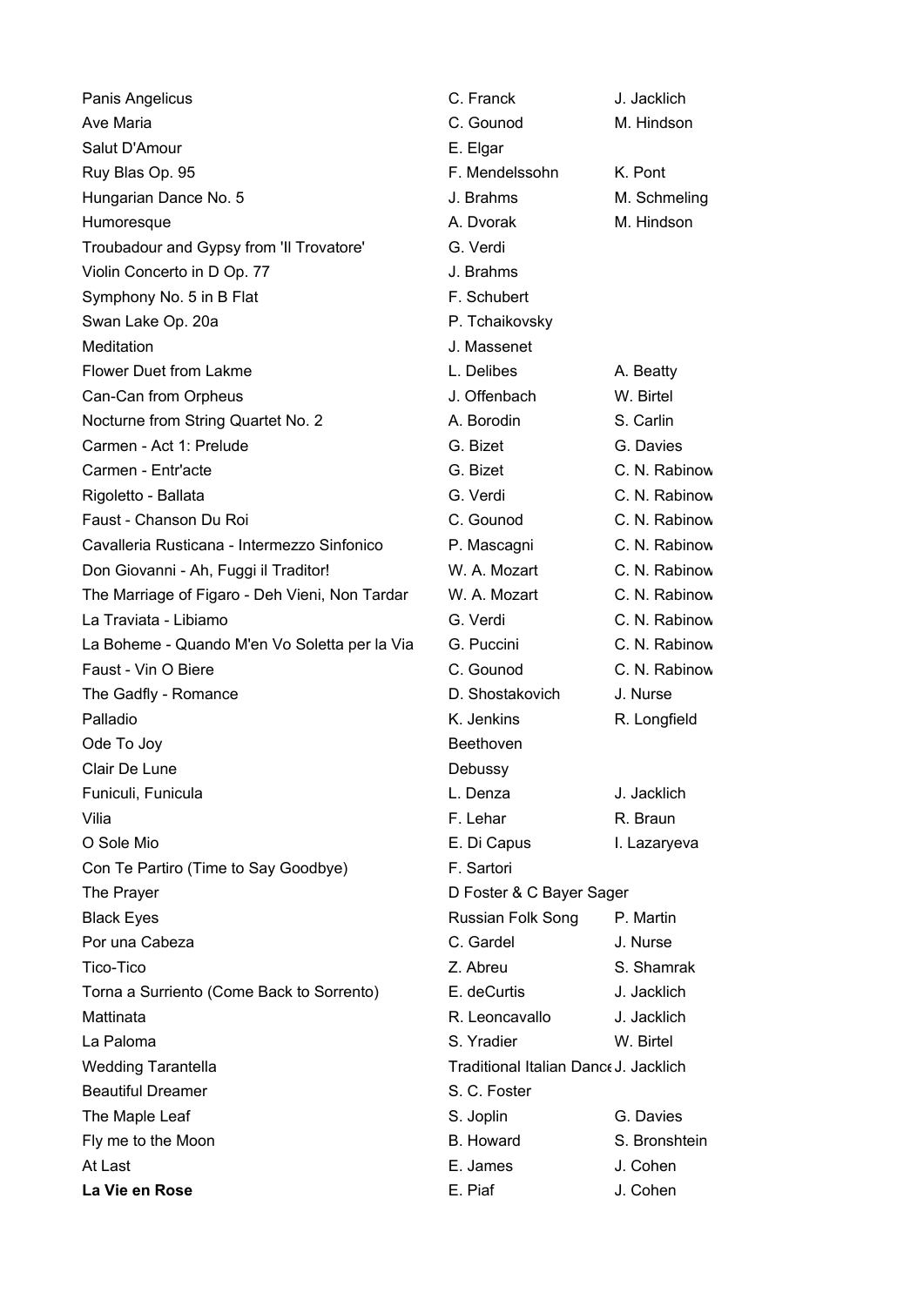| | | |
|---|---|---|
| Panis Angelicus | C. Franck | J. Jacklich |
| Ave Maria | C. Gounod | M. Hindson |
| Salut D'Amour | E. Elgar | |
| Ruy Blas Op. 95 | F. Mendelssohn | K. Pont |
| Hungarian Dance No. 5 | J. Brahms | M. Schmeling |
| Humoresque | A. Dvorak | M. Hindson |
| Troubadour and Gypsy from 'Il Trovatore' | G. Verdi | |
| Violin Concerto in D Op. 77 | J. Brahms | |
| Symphony No. 5 in B Flat | F. Schubert | |
| Swan Lake Op. 20a | P. Tchaikovsky | |
| Meditation | J. Massenet | |
| Flower Duet from Lakme | L. Delibes | A. Beatty |
| Can-Can from Orpheus | J. Offenbach | W. Birtel |
| Nocturne from String Quartet No. 2 | A. Borodin | S. Carlin |
| Carmen - Act 1: Prelude | G. Bizet | G. Davies |
| Carmen - Entr'acte | G. Bizet | C. N. Rabinow |
| Rigoletto - Ballata | G. Verdi | C. N. Rabinow |
| Faust - Chanson Du Roi | C. Gounod | C. N. Rabinow |
| Cavalleria Rusticana - Intermezzo Sinfonico | P. Mascagni | C. N. Rabinow |
| Don Giovanni - Ah, Fuggi il Traditor! | W. A. Mozart | C. N. Rabinow |
| The Marriage of Figaro - Deh Vieni, Non Tardar | W. A. Mozart | C. N. Rabinow |
| La Traviata - Libiamo | G. Verdi | C. N. Rabinow |
| La Boheme - Quando M'en Vo Soletta per la Via | G. Puccini | C. N. Rabinow |
| Faust - Vin O Biere | C. Gounod | C. N. Rabinow |
| The Gadfly - Romance | D. Shostakovich | J. Nurse |
| Palladio | K. Jenkins | R. Longfield |
| Ode To Joy | Beethoven | |
| Clair De Lune | Debussy | |
| Funiculi, Funicula | L. Denza | J. Jacklich |
| Vilia | F. Lehar | R. Braun |
| O Sole Mio | E. Di Capus | I. Lazaryeva |
| Con Te Partiro (Time to Say Goodbye) | F. Sartori | |
| The Prayer | D Foster & C Bayer Sager | |
| Black Eyes | Russian Folk Song | P. Martin |
| Por una Cabeza | C. Gardel | J. Nurse |
| Tico-Tico | Z. Abreu | S. Shamrak |
| Torna a Surriento (Come Back to Sorrento) | E. deCurtis | J. Jacklich |
| Mattinata | R. Leoncavallo | J. Jacklich |
| La Paloma | S. Yradier | W. Birtel |
| Wedding Tarantella | Traditional Italian Dance | J. Jacklich |
| Beautiful Dreamer | S. C. Foster | |
| The Maple Leaf | S. Joplin | G. Davies |
| Fly me to the Moon | B. Howard | S. Bronshtein |
| At Last | E. James | J. Cohen |
| **La Vie en Rose** | E. Piaf | J. Cohen |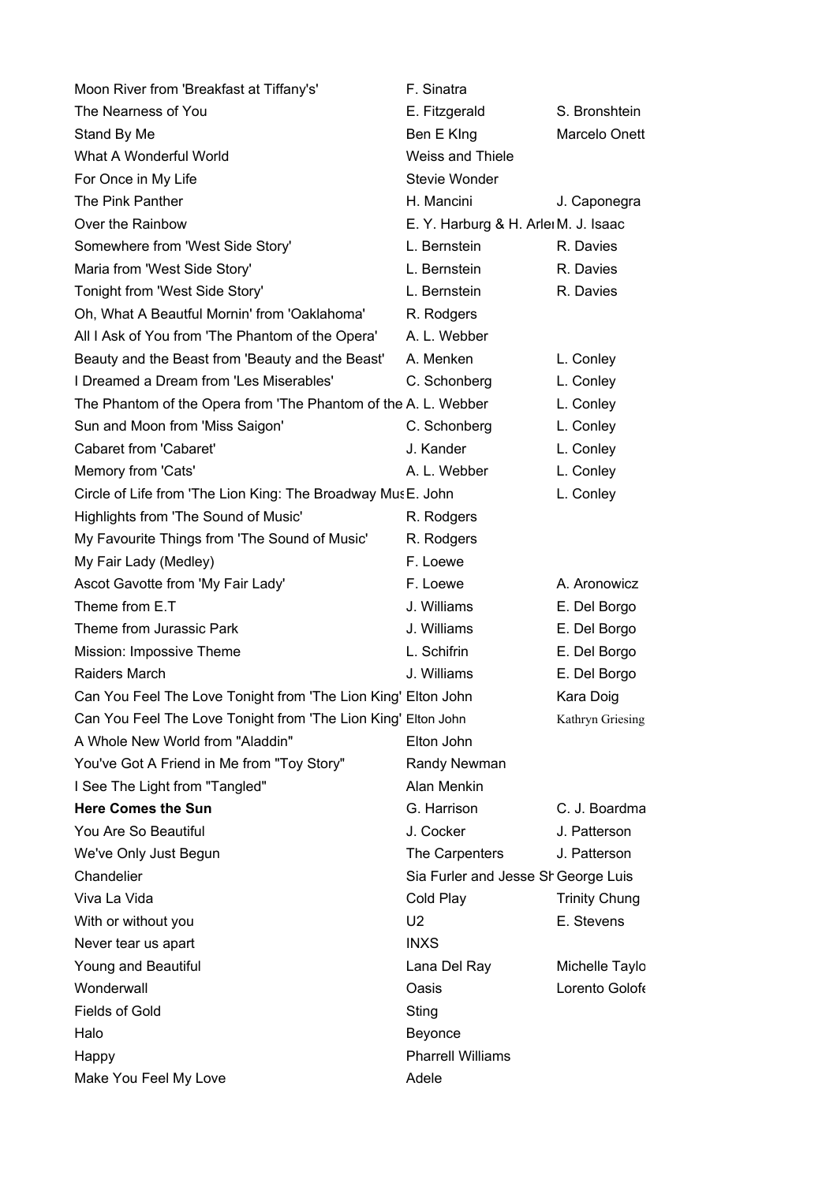| | | |
|---|---|---|
| Moon River from 'Breakfast at Tiffany's' | F. Sinatra | |
| The Nearness of You | E. Fitzgerald | S. Bronshtein |
| Stand By Me | Ben E KIng | Marcelo Onett |
| What A Wonderful World | Weiss and Thiele | |
| For Once in My Life | Stevie Wonder | |
| The Pink Panther | H. Mancini | J. Caponegra |
| Over the Rainbow | E. Y. Harburg & H. Arlei | M. J. Isaac |
| Somewhere from 'West Side Story' | L. Bernstein | R. Davies |
| Maria from 'West Side Story' | L. Bernstein | R. Davies |
| Tonight from 'West Side Story' | L. Bernstein | R. Davies |
| Oh, What A Beautful Mornin' from 'Oaklahoma' | R. Rodgers | |
| All I Ask of You from 'The Phantom of the Opera' | A. L. Webber | |
| Beauty and the Beast from 'Beauty and the Beast' | A. Menken | L. Conley |
| I Dreamed a Dream from 'Les Miserables' | C. Schonberg | L. Conley |
| The Phantom of the Opera from 'The Phantom of the | A. L. Webber | L. Conley |
| Sun and Moon from 'Miss Saigon' | C. Schonberg | L. Conley |
| Cabaret from 'Cabaret' | J. Kander | L. Conley |
| Memory from 'Cats' | A. L. Webber | L. Conley |
| Circle of Life from 'The Lion King: The Broadway Mus | E. John | L. Conley |
| Highlights from 'The Sound of Music' | R. Rodgers | |
| My Favourite Things from 'The Sound of Music' | R. Rodgers | |
| My Fair Lady (Medley) | F. Loewe | |
| Ascot Gavotte from 'My Fair Lady' | F. Loewe | A. Aronowicz |
| Theme from E.T | J. Williams | E. Del Borgo |
| Theme from Jurassic Park | J. Williams | E. Del Borgo |
| Mission: Impossive Theme | L. Schifrin | E. Del Borgo |
| Raiders March | J. Williams | E. Del Borgo |
| Can You Feel The Love Tonight from 'The Lion King' | Elton John | Kara Doig |
| Can You Feel The Love Tonight from 'The Lion King' | Elton John | Kathryn Griesing |
| A Whole New World from "Aladdin" | Elton John | |
| You've Got A Friend in Me from "Toy Story" | Randy Newman | |
| I See The Light from "Tangled" | Alan Menkin | |
| **Here Comes the Sun** | G. Harrison | C. J. Boardma |
| You Are So Beautiful | J. Cocker | J. Patterson |
| We've Only Just Begun | The Carpenters | J. Patterson |
| Chandelier | Sia Furler and Jesse Sh | George Luis |
| Viva La Vida | Cold Play | Trinity Chung |
| With or without you | U2 | E. Stevens |
| Never tear us apart | INXS | |
| Young and Beautiful | Lana Del Ray | Michelle Taylo |
| Wonderwall | Oasis | Lorento Golofe |
| Fields of Gold | Sting | |
| Halo | Beyonce | |
| Happy | Pharrell Williams | |
| Make You Feel My Love | Adele | |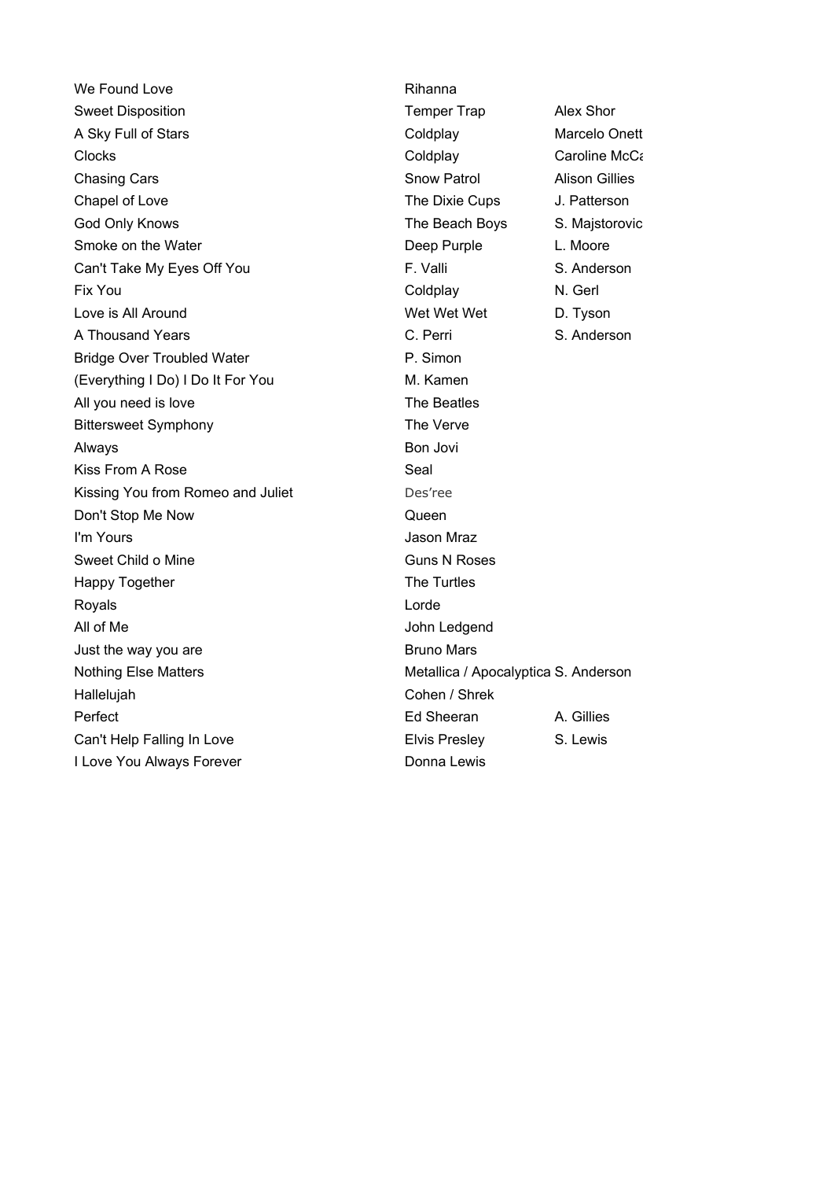| | | |
|---|---|---|
| We Found Love | Rihanna | |
| Sweet Disposition | Temper Trap | Alex Shor |
| A Sky Full of Stars | Coldplay | Marcelo Onett |
| Clocks | Coldplay | Caroline McCa |
| Chasing Cars | Snow Patrol | Alison Gillies |
| Chapel of Love | The Dixie Cups | J. Patterson |
| God Only Knows | The Beach Boys | S. Majstorovic |
| Smoke on the Water | Deep Purple | L. Moore |
| Can't Take My Eyes Off You | F. Valli | S. Anderson |
| Fix You | Coldplay | N. Gerl |
| Love is All Around | Wet Wet Wet | D. Tyson |
| A Thousand Years | C. Perri | S. Anderson |
| Bridge Over Troubled Water | P. Simon | |
| (Everything I Do) I Do It For You | M. Kamen | |
| All you need is love | The Beatles | |
| Bittersweet Symphony | The Verve | |
| Always | Bon Jovi | |
| Kiss From A Rose | Seal | |
| Kissing You from Romeo and Juliet | Des'ree | |
| Don't Stop Me Now | Queen | |
| I'm Yours | Jason Mraz | |
| Sweet Child o Mine | Guns N Roses | |
| Happy Together | The Turtles | |
| Royals | Lorde | |
| All of Me | John Ledgend | |
| Just the way you are | Bruno Mars | |
| Nothing Else Matters | Metallica / Apocalyptica | S. Anderson |
| Hallelujah | Cohen / Shrek | |
| Perfect | Ed Sheeran | A. Gillies |
| Can't Help Falling In Love | Elvis Presley | S. Lewis |
| I Love You Always Forever | Donna Lewis | |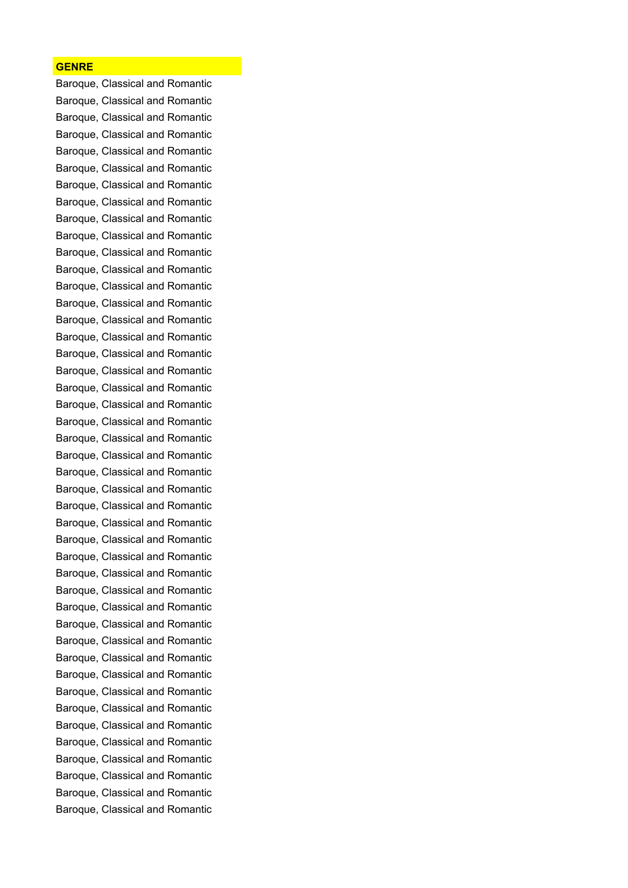| GENRE |
| --- |
| Baroque, Classical and Romantic |
| Baroque, Classical and Romantic |
| Baroque, Classical and Romantic |
| Baroque, Classical and Romantic |
| Baroque, Classical and Romantic |
| Baroque, Classical and Romantic |
| Baroque, Classical and Romantic |
| Baroque, Classical and Romantic |
| Baroque, Classical and Romantic |
| Baroque, Classical and Romantic |
| Baroque, Classical and Romantic |
| Baroque, Classical and Romantic |
| Baroque, Classical and Romantic |
| Baroque, Classical and Romantic |
| Baroque, Classical and Romantic |
| Baroque, Classical and Romantic |
| Baroque, Classical and Romantic |
| Baroque, Classical and Romantic |
| Baroque, Classical and Romantic |
| Baroque, Classical and Romantic |
| Baroque, Classical and Romantic |
| Baroque, Classical and Romantic |
| Baroque, Classical and Romantic |
| Baroque, Classical and Romantic |
| Baroque, Classical and Romantic |
| Baroque, Classical and Romantic |
| Baroque, Classical and Romantic |
| Baroque, Classical and Romantic |
| Baroque, Classical and Romantic |
| Baroque, Classical and Romantic |
| Baroque, Classical and Romantic |
| Baroque, Classical and Romantic |
| Baroque, Classical and Romantic |
| Baroque, Classical and Romantic |
| Baroque, Classical and Romantic |
| Baroque, Classical and Romantic |
| Baroque, Classical and Romantic |
| Baroque, Classical and Romantic |
| Baroque, Classical and Romantic |
| Baroque, Classical and Romantic |
| Baroque, Classical and Romantic |
| Baroque, Classical and Romantic |
| Baroque, Classical and Romantic |
| Baroque, Classical and Romantic |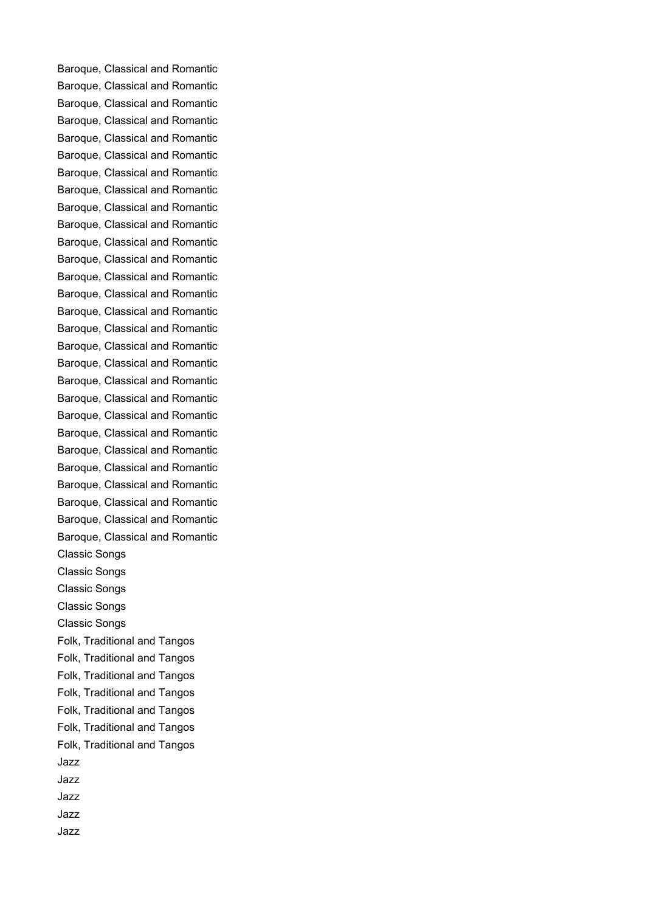Baroque, Classical and Romantic
Baroque, Classical and Romantic
Baroque, Classical and Romantic
Baroque, Classical and Romantic
Baroque, Classical and Romantic
Baroque, Classical and Romantic
Baroque, Classical and Romantic
Baroque, Classical and Romantic
Baroque, Classical and Romantic
Baroque, Classical and Romantic
Baroque, Classical and Romantic
Baroque, Classical and Romantic
Baroque, Classical and Romantic
Baroque, Classical and Romantic
Baroque, Classical and Romantic
Baroque, Classical and Romantic
Baroque, Classical and Romantic
Baroque, Classical and Romantic
Baroque, Classical and Romantic
Baroque, Classical and Romantic
Baroque, Classical and Romantic
Baroque, Classical and Romantic
Baroque, Classical and Romantic
Baroque, Classical and Romantic
Baroque, Classical and Romantic
Baroque, Classical and Romantic
Baroque, Classical and Romantic
Baroque, Classical and Romantic
Classic Songs
Classic Songs
Classic Songs
Classic Songs
Classic Songs
Folk, Traditional and Tangos
Folk, Traditional and Tangos
Folk, Traditional and Tangos
Folk, Traditional and Tangos
Folk, Traditional and Tangos
Folk, Traditional and Tangos
Folk, Traditional and Tangos
Jazz
Jazz
Jazz
Jazz
Jazz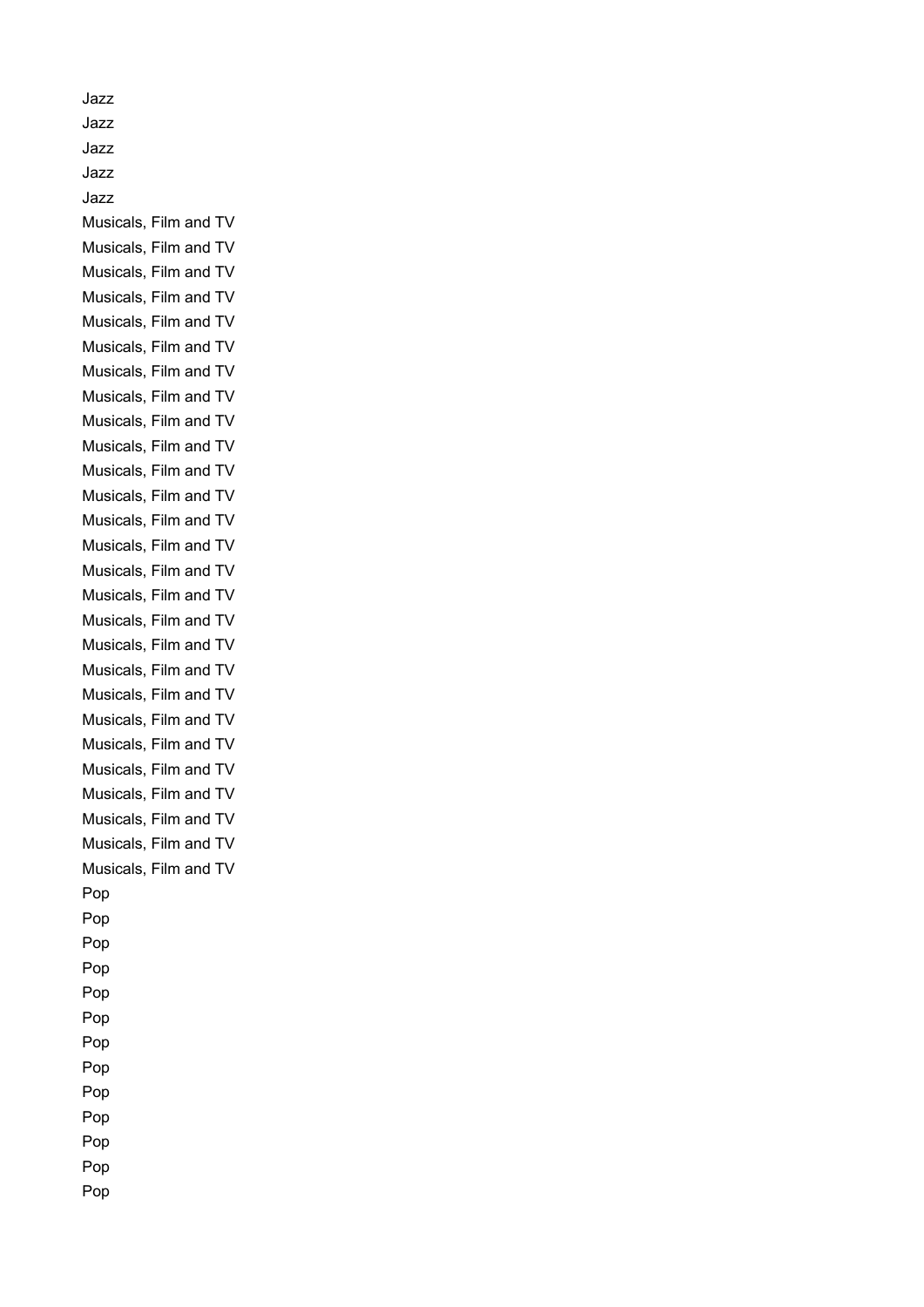Jazz
Jazz
Jazz
Jazz
Jazz
Musicals, Film and TV
Musicals, Film and TV
Musicals, Film and TV
Musicals, Film and TV
Musicals, Film and TV
Musicals, Film and TV
Musicals, Film and TV
Musicals, Film and TV
Musicals, Film and TV
Musicals, Film and TV
Musicals, Film and TV
Musicals, Film and TV
Musicals, Film and TV
Musicals, Film and TV
Musicals, Film and TV
Musicals, Film and TV
Musicals, Film and TV
Musicals, Film and TV
Musicals, Film and TV
Musicals, Film and TV
Musicals, Film and TV
Musicals, Film and TV
Musicals, Film and TV
Musicals, Film and TV
Musicals, Film and TV
Musicals, Film and TV
Musicals, Film and TV
Pop
Pop
Pop
Pop
Pop
Pop
Pop
Pop
Pop
Pop
Pop
Pop
Pop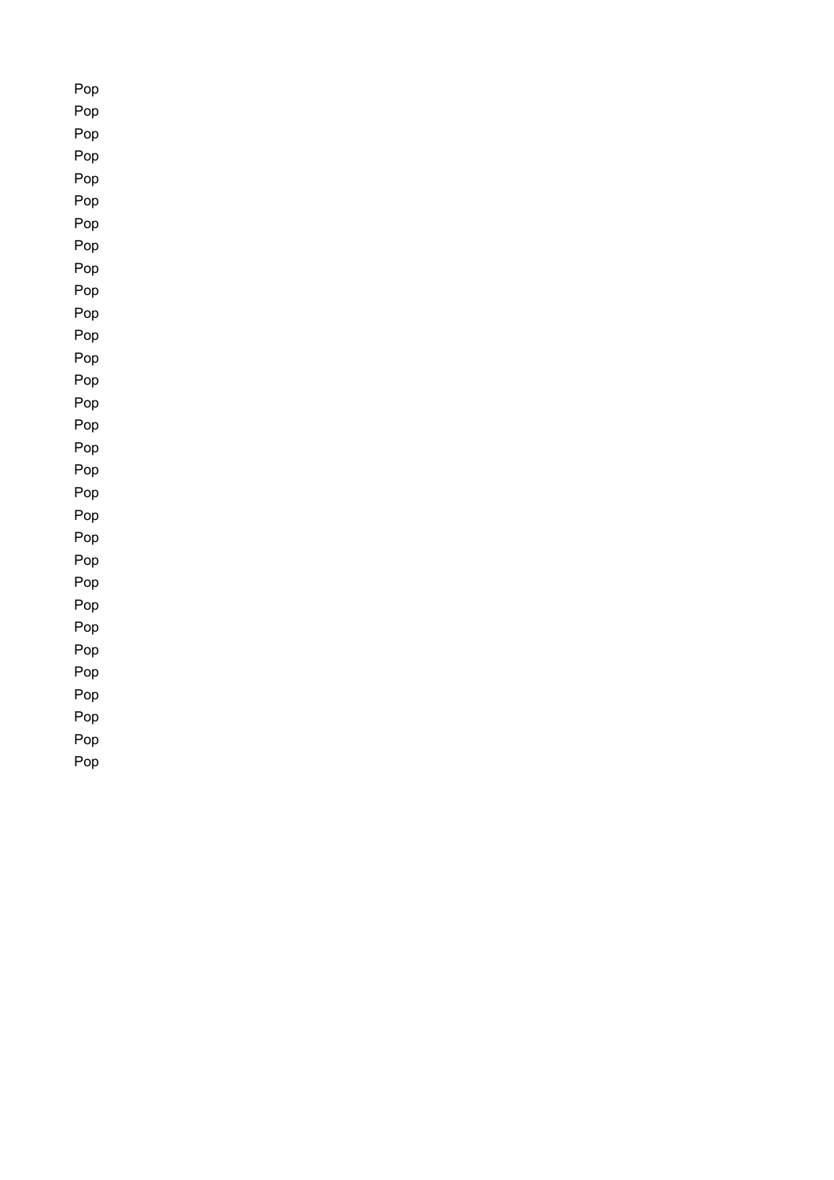Pop
Pop
Pop
Pop
Pop
Pop
Pop
Pop
Pop
Pop
Pop
Pop
Pop
Pop
Pop
Pop
Pop
Pop
Pop
Pop
Pop
Pop
Pop
Pop
Pop
Pop
Pop
Pop
Pop
Pop
Pop